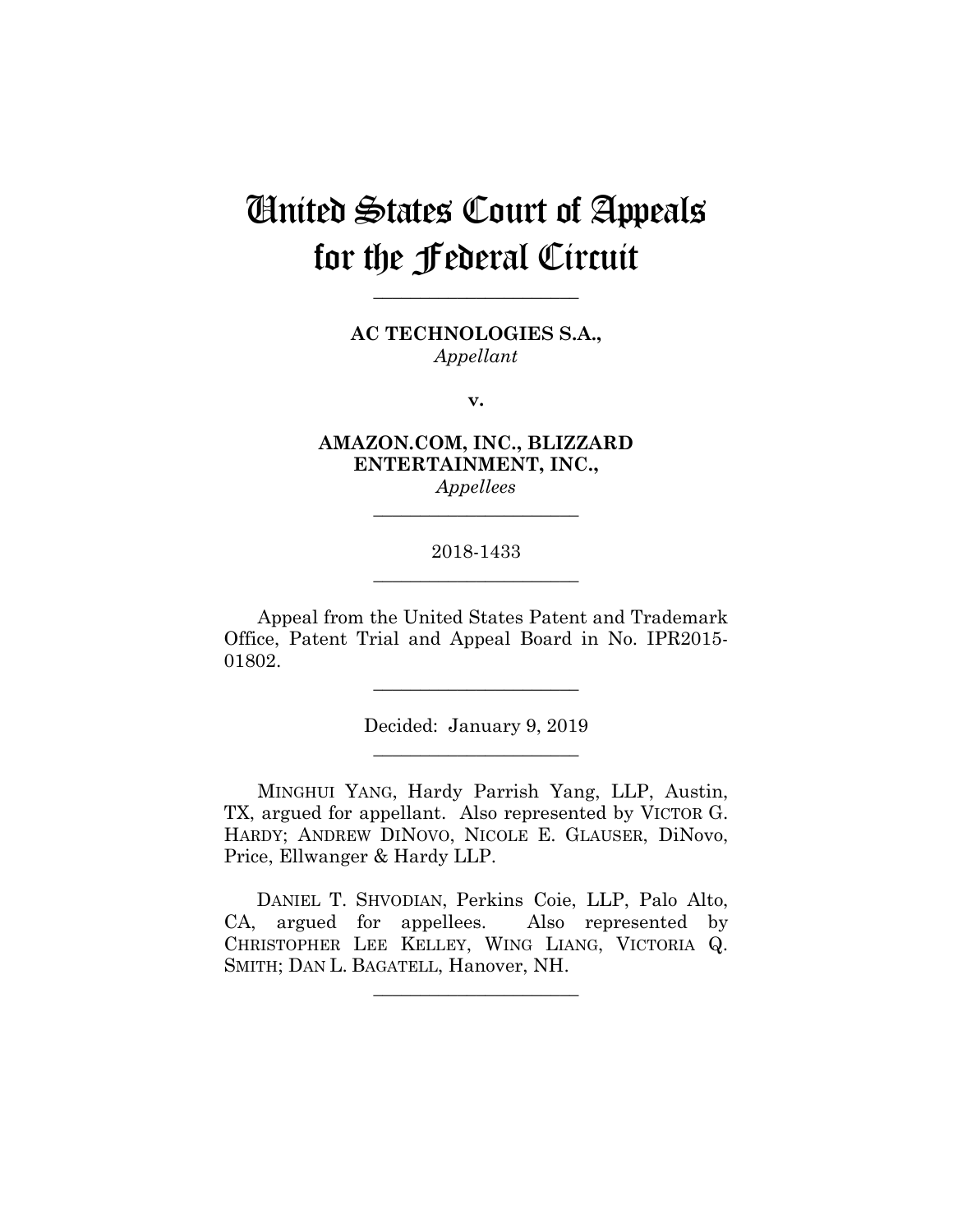# United States Court of Appeals for the Federal Circuit

______________________

**AC TECHNOLOGIES S.A.,**
*Appellant*

**v.**

**AMAZON.COM, INC., BLIZZARD ENTERTAINMENT, INC.,**
*Appellees*

______________________

2018-1433

______________________

Appeal from the United States Patent and Trademark Office, Patent Trial and Appeal Board in No. IPR2015-01802.

______________________

Decided: January 9, 2019

______________________

MINGHUI YANG, Hardy Parrish Yang, LLP, Austin, TX, argued for appellant. Also represented by VICTOR G. HARDY; ANDREW DINOVO, NICOLE E. GLAUSER, DiNovo, Price, Ellwanger & Hardy LLP.

DANIEL T. SHVODIAN, Perkins Coie, LLP, Palo Alto, CA, argued for appellees. Also represented by CHRISTOPHER LEE KELLEY, WING LIANG, VICTORIA Q. SMITH; DAN L. BAGATELL, Hanover, NH.

______________________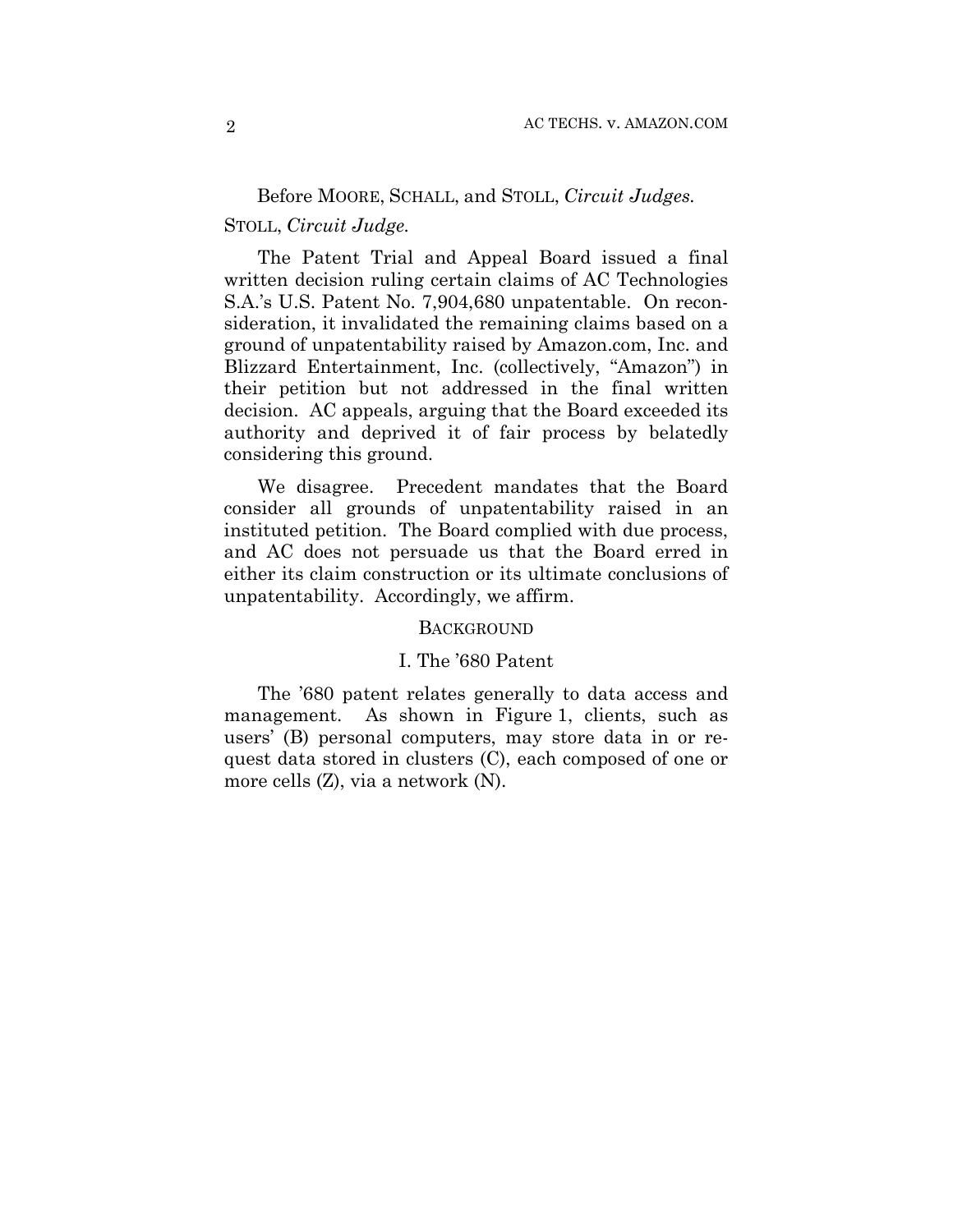Before MOORE, SCHALL, and STOLL, *Circuit Judges.*

STOLL, *Circuit Judge.*

The Patent Trial and Appeal Board issued a final written decision ruling certain claims of AC Technologies S.A.'s U.S. Patent No. 7,904,680 unpatentable. On reconsideration, it invalidated the remaining claims based on a ground of unpatentability raised by Amazon.com, Inc. and Blizzard Entertainment, Inc. (collectively, "Amazon") in their petition but not addressed in the final written decision. AC appeals, arguing that the Board exceeded its authority and deprived it of fair process by belatedly considering this ground.

We disagree. Precedent mandates that the Board consider all grounds of unpatentability raised in an instituted petition. The Board complied with due process, and AC does not persuade us that the Board erred in either its claim construction or its ultimate conclusions of unpatentability. Accordingly, we affirm.

## BACKGROUND

### I. The '680 Patent

The '680 patent relates generally to data access and management. As shown in Figure 1, clients, such as users' (B) personal computers, may store data in or request data stored in clusters (C), each composed of one or more cells (Z), via a network (N).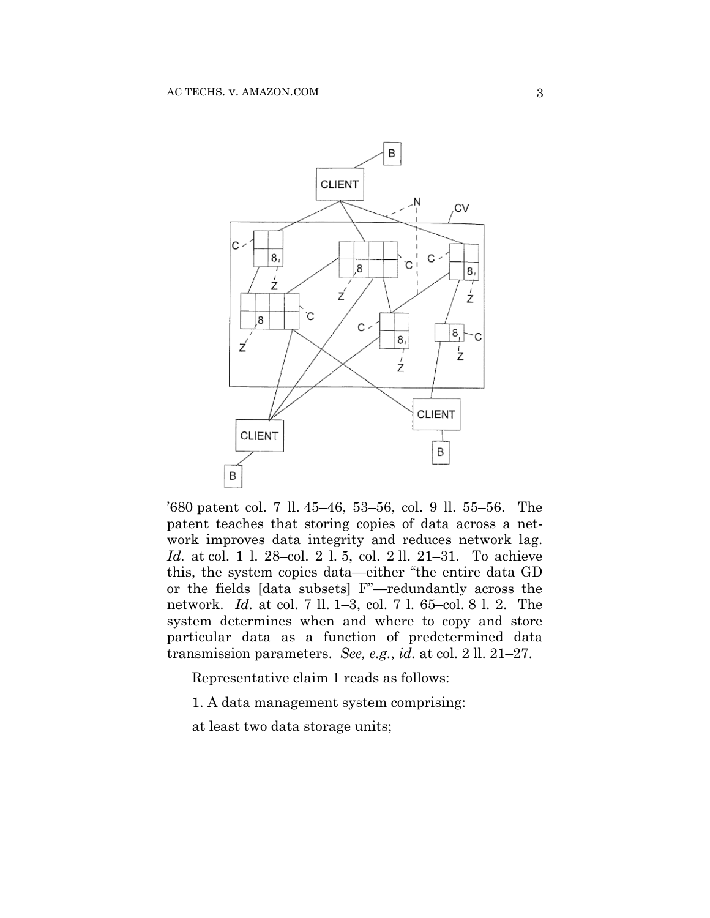’680 patent col. 7 ll. 45–46, 53–56, col. 9 ll. 55–56. The patent teaches that storing copies of data across a network improves data integrity and reduces network lag. *Id.* at col. 1 l. 28–col. 2 l. 5, col. 2 ll. 21–31. To achieve this, the system copies data—either “the entire data GD or the fields [data subsets] F”—redundantly across the network. *Id.* at col. 7 ll. 1–3, col. 7 l. 65–col. 8 l. 2. The system determines when and where to copy and store particular data as a function of predetermined data transmission parameters. *See, e.g.*, *id.* at col. 2 ll. 21–27.

Representative claim 1 reads as follows:

1. A data management system comprising:

at least two data storage units;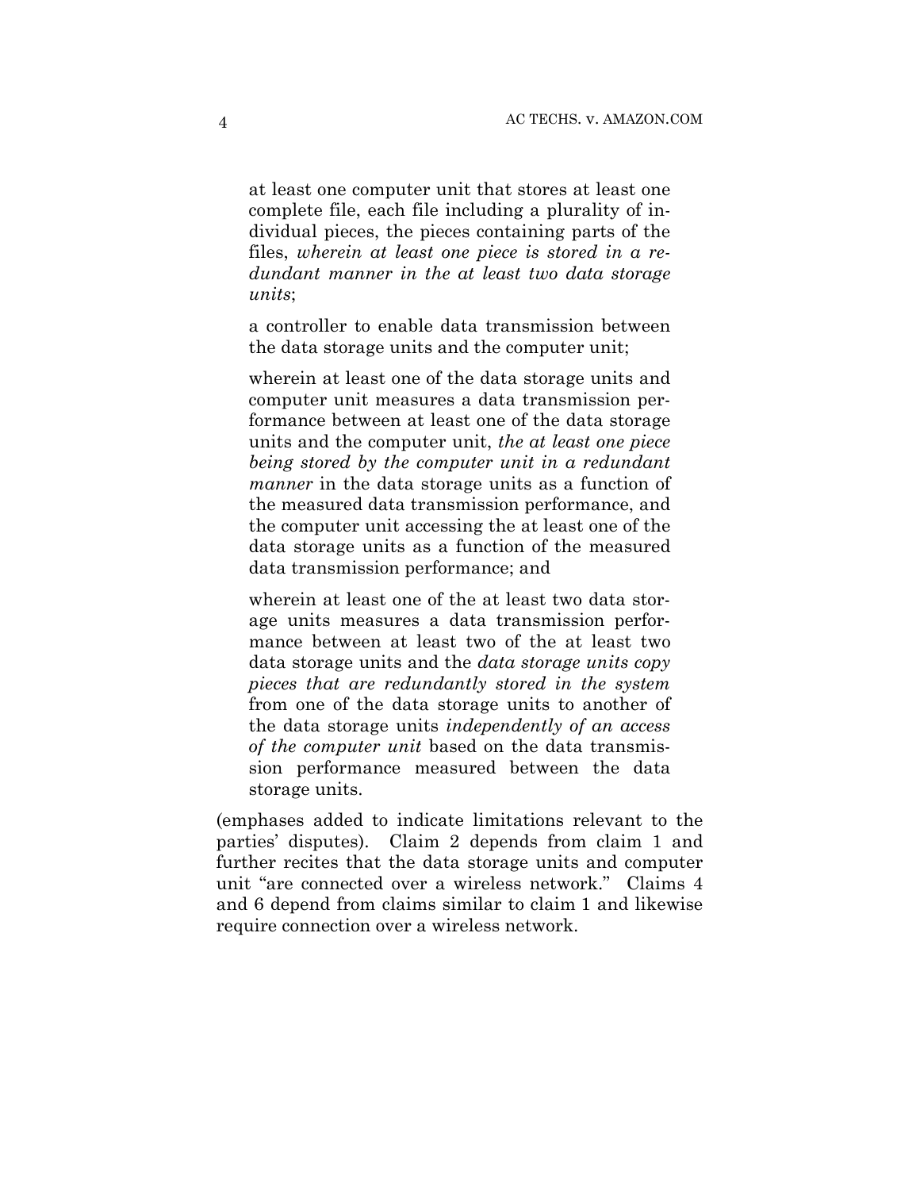> at least one computer unit that stores at least one complete file, each file including a plurality of individual pieces, the pieces containing parts of the files, *wherein at least one piece is stored in a redundant manner in the at least two data storage units*;
>
> a controller to enable data transmission between the data storage units and the computer unit;
>
> wherein at least one of the data storage units and computer unit measures a data transmission performance between at least one of the data storage units and the computer unit, *the at least one piece being stored by the computer unit in a redundant manner* in the data storage units as a function of the measured data transmission performance, and the computer unit accessing the at least one of the data storage units as a function of the measured data transmission performance; and
>
> wherein at least one of the at least two data storage units measures a data transmission performance between at least two of the at least two data storage units and the *data storage units copy pieces that are redundantly stored in the system* from one of the data storage units to another of the data storage units *independently of an access of the computer unit* based on the data transmission performance measured between the data storage units.

(emphases added to indicate limitations relevant to the parties' disputes). Claim 2 depends from claim 1 and further recites that the data storage units and computer unit "are connected over a wireless network." Claims 4 and 6 depend from claims similar to claim 1 and likewise require connection over a wireless network.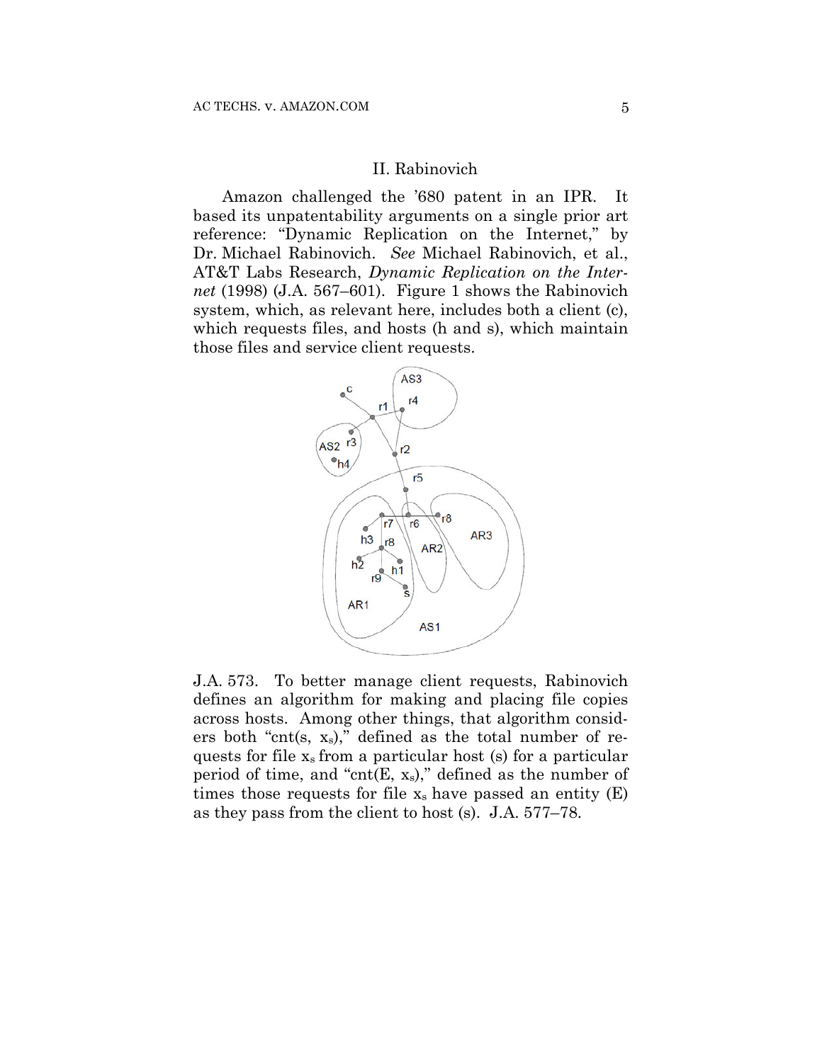## II. Rabinovich

Amazon challenged the '680 patent in an IPR. It based its unpatentability arguments on a single prior art reference: "Dynamic Replication on the Internet," by Dr. Michael Rabinovich. *See* Michael Rabinovich, et al., AT&T Labs Research, *Dynamic Replication on the Internet* (1998) (J.A. 567–601). Figure 1 shows the Rabinovich system, which, as relevant here, includes both a client (c), which requests files, and hosts (h and s), which maintain those files and service client requests.

J.A. 573. To better manage client requests, Rabinovich defines an algorithm for making and placing file copies across hosts. Among other things, that algorithm considers both "cnt(s, $x_s$)," defined as the total number of requests for file $x_s$ from a particular host (s) for a particular period of time, and "cnt(E, $x_s$)," defined as the number of times those requests for file $x_s$ have passed an entity (E) as they pass from the client to host (s). J.A. 577–78.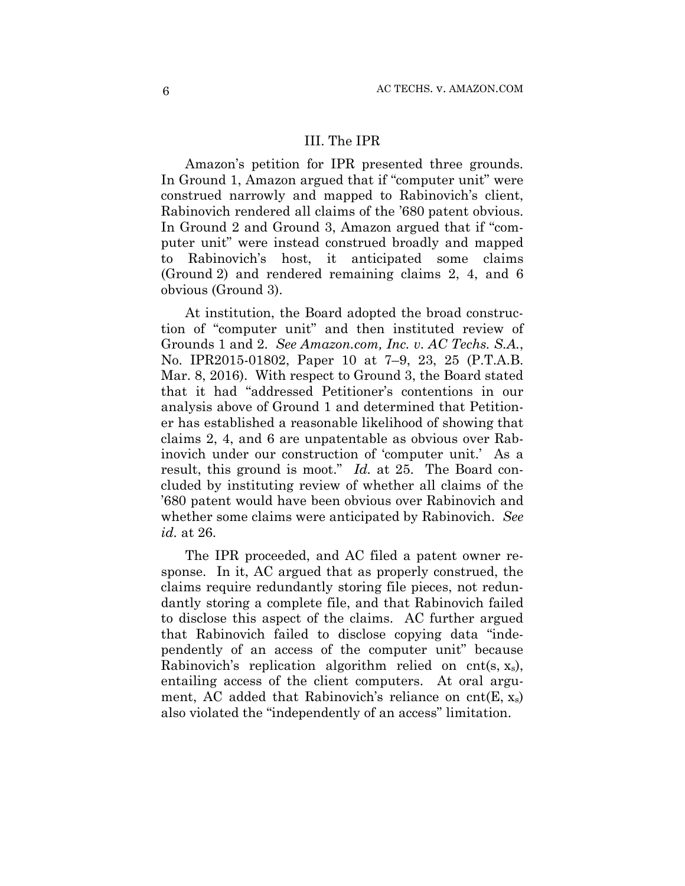### III. The IPR

Amazon's petition for IPR presented three grounds. In Ground 1, Amazon argued that if "computer unit" were construed narrowly and mapped to Rabinovich's client, Rabinovich rendered all claims of the '680 patent obvious. In Ground 2 and Ground 3, Amazon argued that if "computer unit" were instead construed broadly and mapped to Rabinovich's host, it anticipated some claims (Ground 2) and rendered remaining claims 2, 4, and 6 obvious (Ground 3).

At institution, the Board adopted the broad construction of "computer unit" and then instituted review of Grounds 1 and 2. *See Amazon.com, Inc. v. AC Techs. S.A.*, No. IPR2015-01802, Paper 10 at 7–9, 23, 25 (P.T.A.B. Mar. 8, 2016). With respect to Ground 3, the Board stated that it had "addressed Petitioner's contentions in our analysis above of Ground 1 and determined that Petitioner has established a reasonable likelihood of showing that claims 2, 4, and 6 are unpatentable as obvious over Rabinovich under our construction of 'computer unit.' As a result, this ground is moot." *Id.* at 25. The Board concluded by instituting review of whether all claims of the '680 patent would have been obvious over Rabinovich and whether some claims were anticipated by Rabinovich. *See id.* at 26.

The IPR proceeded, and AC filed a patent owner response. In it, AC argued that as properly construed, the claims require redundantly storing file pieces, not redundantly storing a complete file, and that Rabinovich failed to disclose this aspect of the claims. AC further argued that Rabinovich failed to disclose copying data "independently of an access of the computer unit" because Rabinovich's replication algorithm relied on $cnt(s, x_s)$, entailing access of the client computers. At oral argument, AC added that Rabinovich's reliance on $cnt(E, x_s)$ also violated the "independently of an access" limitation.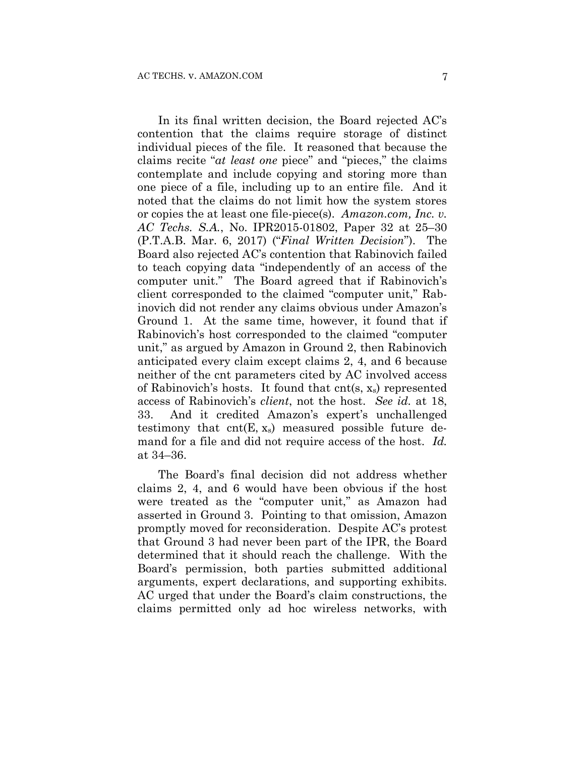In its final written decision, the Board rejected AC's contention that the claims require storage of distinct individual pieces of the file. It reasoned that because the claims recite "*at least one* piece" and "pieces," the claims contemplate and include copying and storing more than one piece of a file, including up to an entire file. And it noted that the claims do not limit how the system stores or copies the at least one file-piece(s). *Amazon.com, Inc. v. AC Techs. S.A.*, No. IPR2015-01802, Paper 32 at 25–30 (P.T.A.B. Mar. 6, 2017) ("*Final Written Decision*"). The Board also rejected AC's contention that Rabinovich failed to teach copying data "independently of an access of the computer unit." The Board agreed that if Rabinovich's client corresponded to the claimed "computer unit," Rabinovich did not render any claims obvious under Amazon's Ground 1. At the same time, however, it found that if Rabinovich's host corresponded to the claimed "computer unit," as argued by Amazon in Ground 2, then Rabinovich anticipated every claim except claims 2, 4, and 6 because neither of the cnt parameters cited by AC involved access of Rabinovich's hosts. It found that cnt(s, $x_s$) represented access of Rabinovich's *client*, not the host. *See id.* at 18, 33. And it credited Amazon's expert's unchallenged testimony that cnt(E, $x_s$) measured possible future demand for a file and did not require access of the host. *Id.* at 34–36.

The Board's final decision did not address whether claims 2, 4, and 6 would have been obvious if the host were treated as the "computer unit," as Amazon had asserted in Ground 3. Pointing to that omission, Amazon promptly moved for reconsideration. Despite AC's protest that Ground 3 had never been part of the IPR, the Board determined that it should reach the challenge. With the Board's permission, both parties submitted additional arguments, expert declarations, and supporting exhibits. AC urged that under the Board's claim constructions, the claims permitted only ad hoc wireless networks, with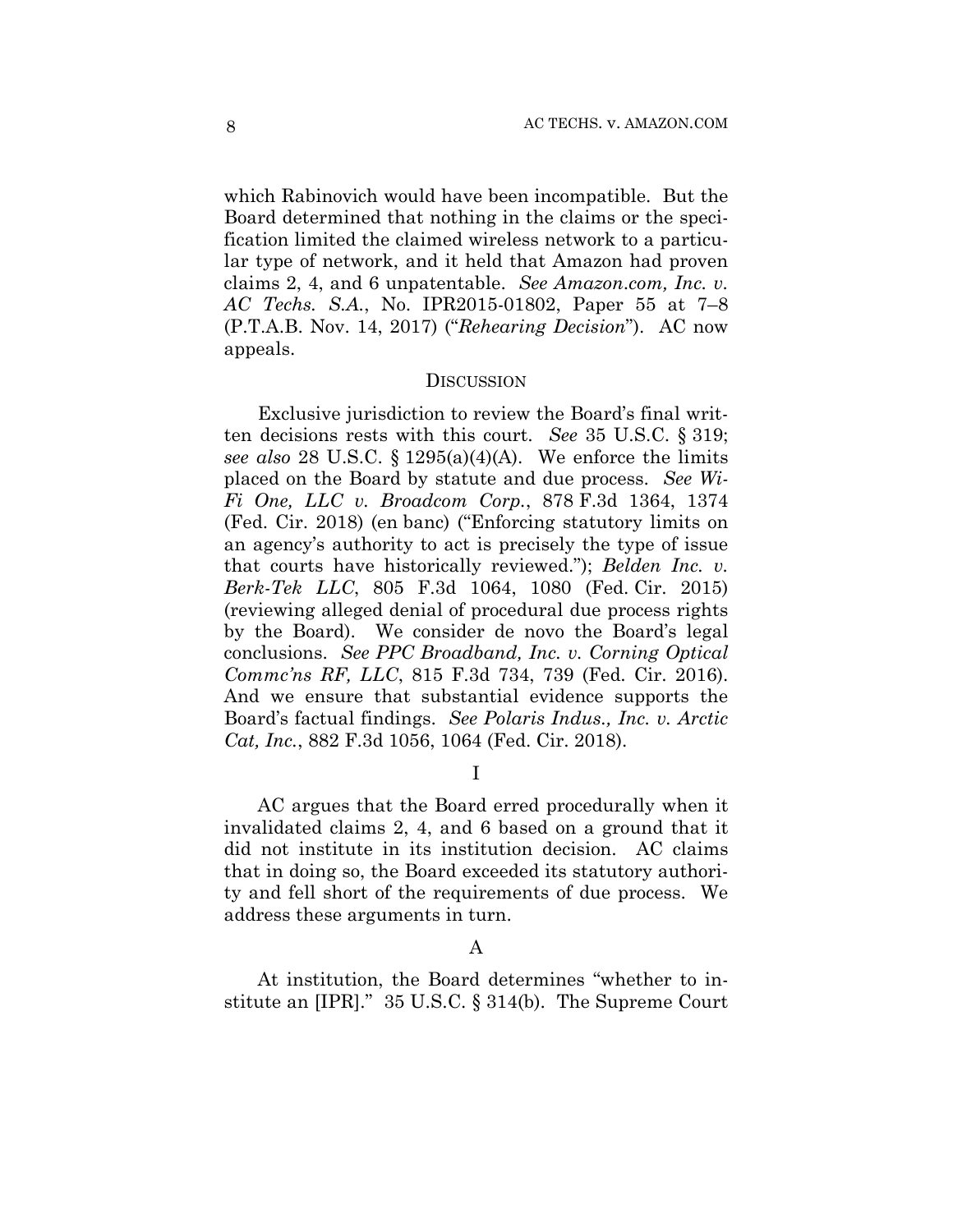which Rabinovich would have been incompatible. But the Board determined that nothing in the claims or the specification limited the claimed wireless network to a particular type of network, and it held that Amazon had proven claims 2, 4, and 6 unpatentable. *See Amazon.com, Inc. v. AC Techs. S.A.*, No. IPR2015-01802, Paper 55 at 7–8 (P.T.A.B. Nov. 14, 2017) ("*Rehearing Decision*"). AC now appeals.

## DISCUSSION

Exclusive jurisdiction to review the Board's final written decisions rests with this court. *See* 35 U.S.C. § 319; *see also* 28 U.S.C. § 1295(a)(4)(A). We enforce the limits placed on the Board by statute and due process. *See Wi-Fi One, LLC v. Broadcom Corp.*, 878 F.3d 1364, 1374 (Fed. Cir. 2018) (en banc) ("Enforcing statutory limits on an agency's authority to act is precisely the type of issue that courts have historically reviewed."); *Belden Inc. v. Berk-Tek LLC*, 805 F.3d 1064, 1080 (Fed. Cir. 2015) (reviewing alleged denial of procedural due process rights by the Board). We consider de novo the Board's legal conclusions. *See PPC Broadband, Inc. v. Corning Optical Commc'ns RF, LLC*, 815 F.3d 734, 739 (Fed. Cir. 2016). And we ensure that substantial evidence supports the Board's factual findings. *See Polaris Indus., Inc. v. Arctic Cat, Inc.*, 882 F.3d 1056, 1064 (Fed. Cir. 2018).

### I

AC argues that the Board erred procedurally when it invalidated claims 2, 4, and 6 based on a ground that it did not institute in its institution decision. AC claims that in doing so, the Board exceeded its statutory authority and fell short of the requirements of due process. We address these arguments in turn.

#### A

At institution, the Board determines "whether to institute an [IPR]." 35 U.S.C. § 314(b). The Supreme Court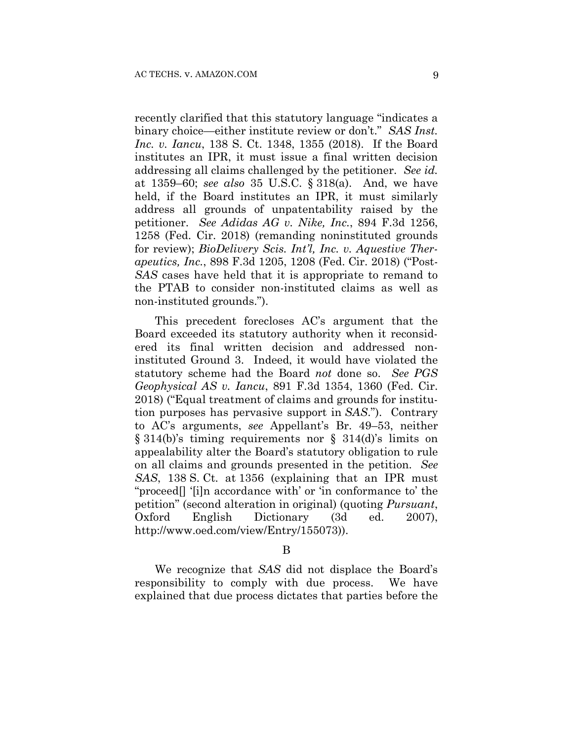recently clarified that this statutory language "indicates a binary choice—either institute review or don't." *SAS Inst. Inc. v. Iancu*, 138 S. Ct. 1348, 1355 (2018). If the Board institutes an IPR, it must issue a final written decision addressing all claims challenged by the petitioner. *See id.* at 1359–60; *see also* 35 U.S.C. § 318(a). And, we have held, if the Board institutes an IPR, it must similarly address all grounds of unpatentability raised by the petitioner. *See Adidas AG v. Nike, Inc.*, 894 F.3d 1256, 1258 (Fed. Cir. 2018) (remanding noninstituted grounds for review); *BioDelivery Scis. Int'l, Inc. v. Aquestive Therapeutics, Inc.*, 898 F.3d 1205, 1208 (Fed. Cir. 2018) ("Post-*SAS* cases have held that it is appropriate to remand to the PTAB to consider non-instituted claims as well as non-instituted grounds.").

This precedent forecloses AC's argument that the Board exceeded its statutory authority when it reconsidered its final written decision and addressed non-instituted Ground 3. Indeed, it would have violated the statutory scheme had the Board *not* done so. *See PGS Geophysical AS v. Iancu*, 891 F.3d 1354, 1360 (Fed. Cir. 2018) ("Equal treatment of claims and grounds for institution purposes has pervasive support in *SAS*."). Contrary to AC's arguments, *see* Appellant's Br. 49–53, neither § 314(b)'s timing requirements nor § 314(d)'s limits on appealability alter the Board's statutory obligation to rule on all claims and grounds presented in the petition. *See SAS*, 138 S. Ct. at 1356 (explaining that an IPR must "proceed[] '[i]n accordance with' or 'in conformance to' the petition" (second alteration in original) (quoting *Pursuant*, Oxford English Dictionary (3d ed. 2007), http://www.oed.com/view/Entry/155073)).

B

We recognize that *SAS* did not displace the Board's responsibility to comply with due process. We have explained that due process dictates that parties before the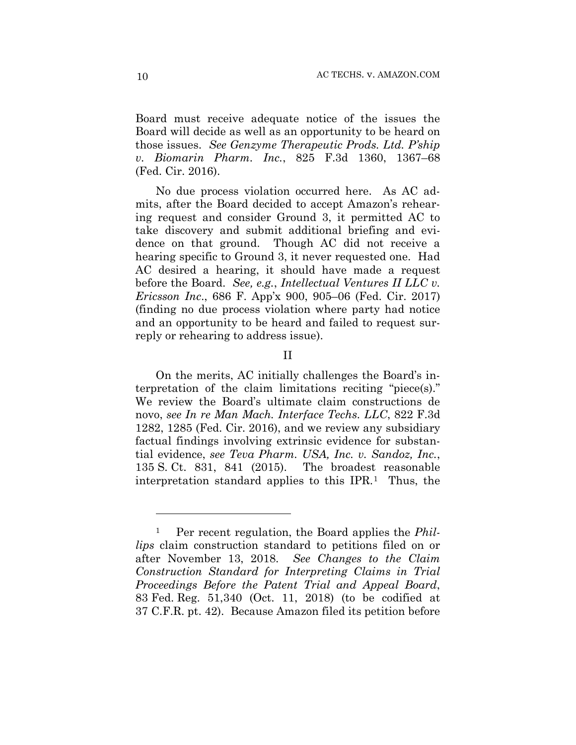Board must receive adequate notice of the issues the Board will decide as well as an opportunity to be heard on those issues. *See Genzyme Therapeutic Prods. Ltd. P'ship v. Biomarin Pharm. Inc.*, 825 F.3d 1360, 1367–68 (Fed. Cir. 2016).

No due process violation occurred here. As AC admits, after the Board decided to accept Amazon's rehearing request and consider Ground 3, it permitted AC to take discovery and submit additional briefing and evidence on that ground. Though AC did not receive a hearing specific to Ground 3, it never requested one. Had AC desired a hearing, it should have made a request before the Board. *See, e.g.*, *Intellectual Ventures II LLC v. Ericsson Inc.*, 686 F. App'x 900, 905–06 (Fed. Cir. 2017) (finding no due process violation where party had notice and an opportunity to be heard and failed to request surreply or rehearing to address issue).

## II

On the merits, AC initially challenges the Board's interpretation of the claim limitations reciting "piece(s)." We review the Board's ultimate claim constructions de novo, *see In re Man Mach. Interface Techs. LLC*, 822 F.3d 1282, 1285 (Fed. Cir. 2016), and we review any subsidiary factual findings involving extrinsic evidence for substantial evidence, *see Teva Pharm. USA, Inc. v. Sandoz, Inc.*, 135 S. Ct. 831, 841 (2015). The broadest reasonable interpretation standard applies to this IPR.[1] Thus, the

---

[1] Per recent regulation, the Board applies the *Phillips* claim construction standard to petitions filed on or after November 13, 2018. *See Changes to the Claim Construction Standard for Interpreting Claims in Trial Proceedings Before the Patent Trial and Appeal Board*, 83 Fed. Reg. 51,340 (Oct. 11, 2018) (to be codified at 37 C.F.R. pt. 42). Because Amazon filed its petition before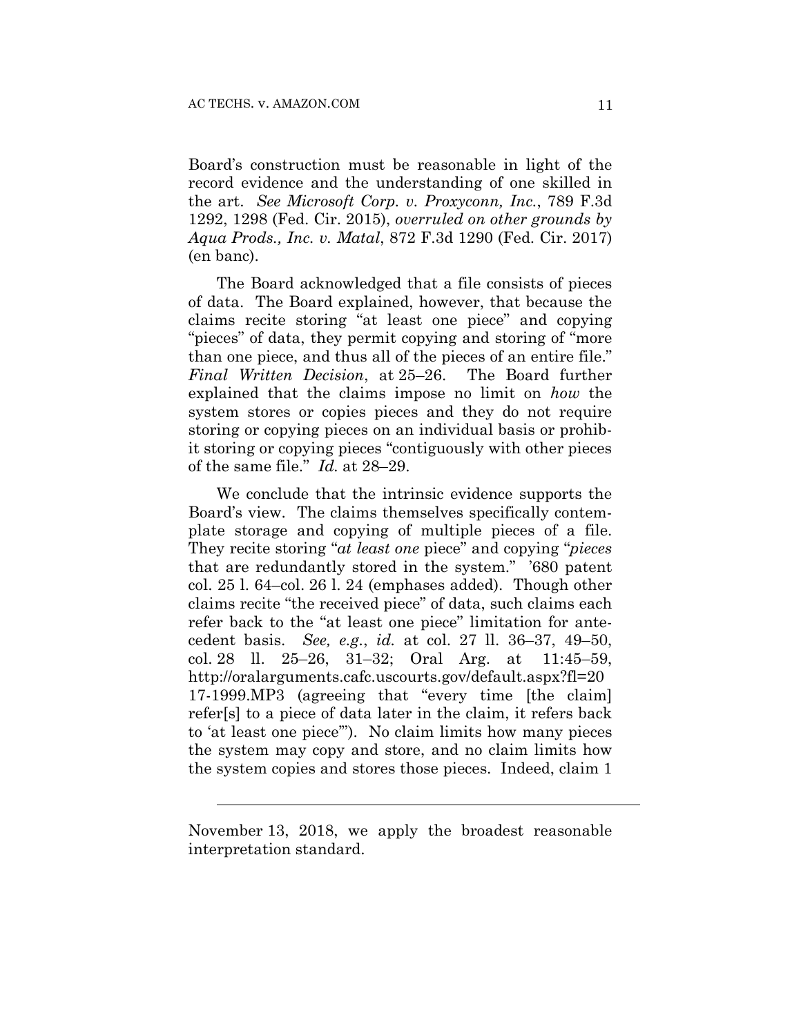Board's construction must be reasonable in light of the record evidence and the understanding of one skilled in the art. *See Microsoft Corp. v. Proxyconn, Inc.*, 789 F.3d 1292, 1298 (Fed. Cir. 2015), *overruled on other grounds by Aqua Prods., Inc. v. Matal*, 872 F.3d 1290 (Fed. Cir. 2017) (en banc).

The Board acknowledged that a file consists of pieces of data. The Board explained, however, that because the claims recite storing "at least one piece" and copying "pieces" of data, they permit copying and storing of "more than one piece, and thus all of the pieces of an entire file." *Final Written Decision*, at 25–26. The Board further explained that the claims impose no limit on *how* the system stores or copies pieces and they do not require storing or copying pieces on an individual basis or prohibit storing or copying pieces "contiguously with other pieces of the same file." *Id.* at 28–29.

We conclude that the intrinsic evidence supports the Board's view. The claims themselves specifically contemplate storage and copying of multiple pieces of a file. They recite storing "*at least one* piece" and copying "*pieces* that are redundantly stored in the system." '680 patent col. 25 l. 64–col. 26 l. 24 (emphases added). Though other claims recite "the received piece" of data, such claims each refer back to the "at least one piece" limitation for antecedent basis. *See, e.g.*, *id.* at col. 27 ll. 36–37, 49–50, col. 28 ll. 25–26, 31–32; Oral Arg. at 11:45–59, http://oralarguments.cafc.uscourts.gov/default.aspx?fl=2017-1999.MP3 (agreeing that "every time [the claim] refer[s] to a piece of data later in the claim, it refers back to 'at least one piece'"). No claim limits how many pieces the system may copy and store, and no claim limits how the system copies and stores those pieces. Indeed, claim 1

---

November 13, 2018, we apply the broadest reasonable interpretation standard.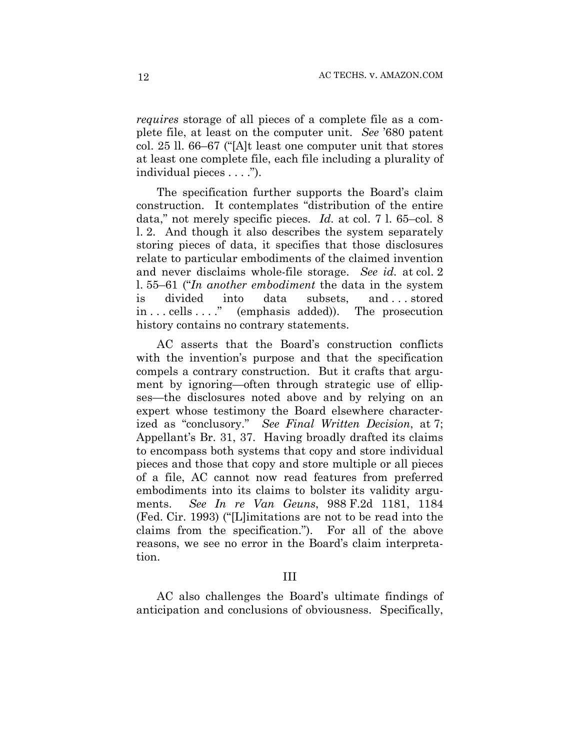*requires* storage of all pieces of a complete file as a complete file, at least on the computer unit. *See* '680 patent col. 25 ll. 66–67 ("[A]t least one computer unit that stores at least one complete file, each file including a plurality of individual pieces . . . .").

The specification further supports the Board's claim construction. It contemplates "distribution of the entire data," not merely specific pieces. *Id.* at col. 7 l. 65–col. 8 l. 2. And though it also describes the system separately storing pieces of data, it specifies that those disclosures relate to particular embodiments of the claimed invention and never disclaims whole-file storage. *See id.* at col. 2 l. 55–61 ("*In another embodiment* the data in the system is divided into data subsets, and . . . stored in . . . cells . . . ." (emphasis added)). The prosecution history contains no contrary statements.

AC asserts that the Board's construction conflicts with the invention's purpose and that the specification compels a contrary construction. But it crafts that argument by ignoring—often through strategic use of ellipses—the disclosures noted above and by relying on an expert whose testimony the Board elsewhere characterized as "conclusory." *See Final Written Decision*, at 7; Appellant's Br. 31, 37. Having broadly drafted its claims to encompass both systems that copy and store individual pieces and those that copy and store multiple or all pieces of a file, AC cannot now read features from preferred embodiments into its claims to bolster its validity arguments. *See In re Van Geuns*, 988 F.2d 1181, 1184 (Fed. Cir. 1993) ("[L]imitations are not to be read into the claims from the specification."). For all of the above reasons, we see no error in the Board's claim interpretation.

## III

AC also challenges the Board's ultimate findings of anticipation and conclusions of obviousness. Specifically,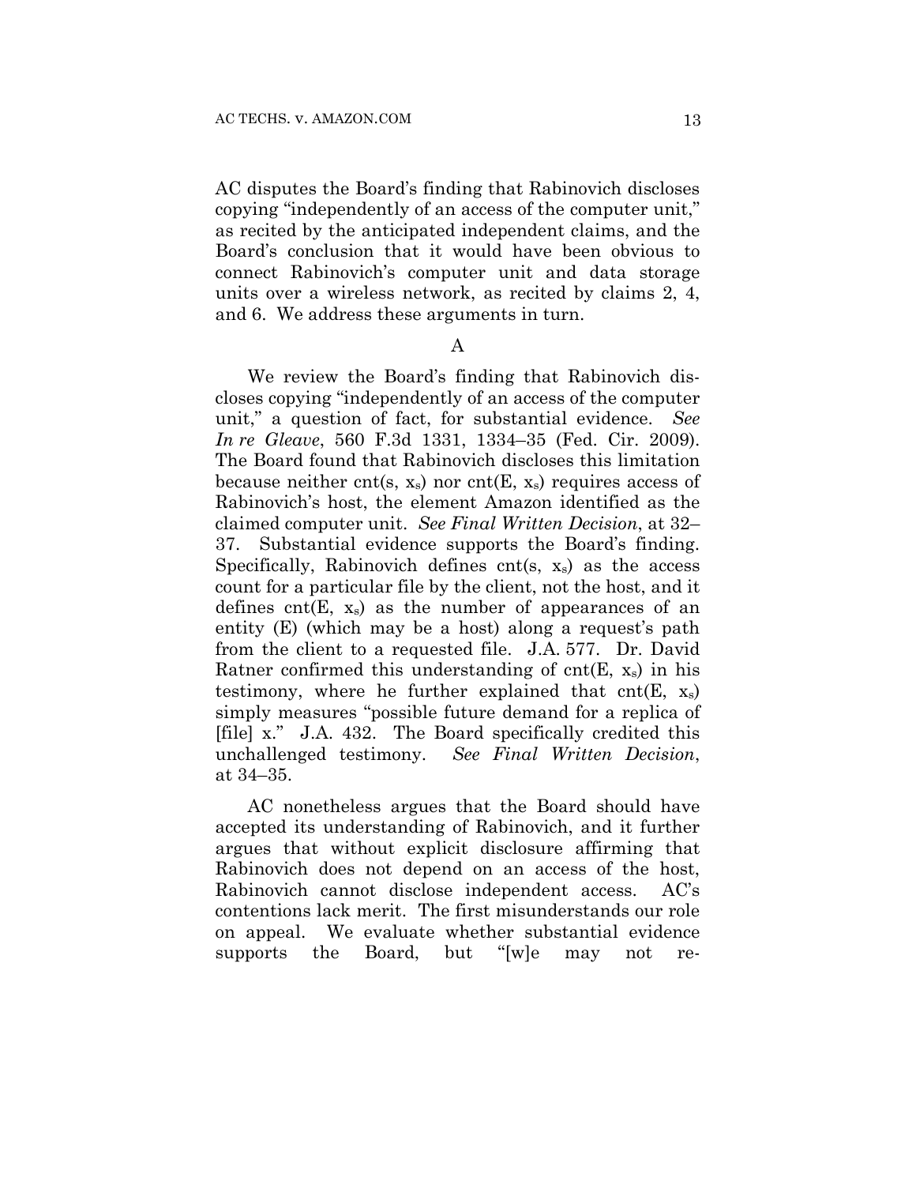AC disputes the Board's finding that Rabinovich discloses copying "independently of an access of the computer unit," as recited by the anticipated independent claims, and the Board's conclusion that it would have been obvious to connect Rabinovich's computer unit and data storage units over a wireless network, as recited by claims 2, 4, and 6. We address these arguments in turn.

A

We review the Board's finding that Rabinovich discloses copying "independently of an access of the computer unit," a question of fact, for substantial evidence. *See In re Gleave*, 560 F.3d 1331, 1334–35 (Fed. Cir. 2009). The Board found that Rabinovich discloses this limitation because neither cnt(s, $x_s$) nor cnt(E, $x_s$) requires access of Rabinovich's host, the element Amazon identified as the claimed computer unit. *See Final Written Decision*, at 32–37. Substantial evidence supports the Board's finding. Specifically, Rabinovich defines cnt(s, $x_s$) as the access count for a particular file by the client, not the host, and it defines cnt(E, $x_s$) as the number of appearances of an entity (E) (which may be a host) along a request's path from the client to a requested file. J.A. 577. Dr. David Ratner confirmed this understanding of cnt(E, $x_s$) in his testimony, where he further explained that cnt(E, $x_s$) simply measures "possible future demand for a replica of [file] x." J.A. 432. The Board specifically credited this unchallenged testimony. *See Final Written Decision*, at 34–35.

AC nonetheless argues that the Board should have accepted its understanding of Rabinovich, and it further argues that without explicit disclosure affirming that Rabinovich does not depend on an access of the host, Rabinovich cannot disclose independent access. AC's contentions lack merit. The first misunderstands our role on appeal. We evaluate whether substantial evidence supports the Board, but "[w]e may not re-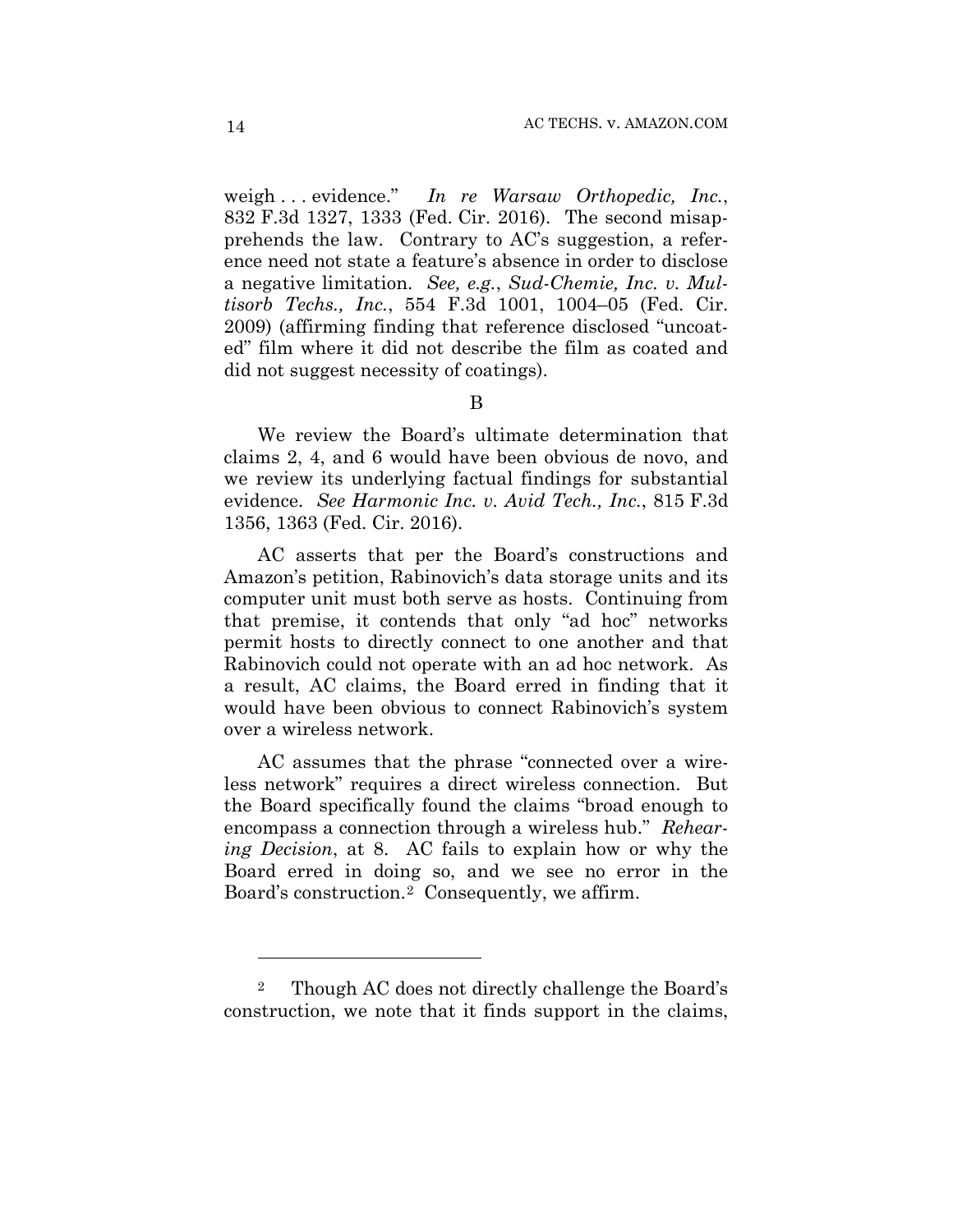weigh . . . evidence." *In re Warsaw Orthopedic, Inc.*, 832 F.3d 1327, 1333 (Fed. Cir. 2016). The second misapprehends the law. Contrary to AC's suggestion, a reference need not state a feature's absence in order to disclose a negative limitation. *See, e.g.*, *Sud-Chemie, Inc. v. Multisorb Techs., Inc.*, 554 F.3d 1001, 1004–05 (Fed. Cir. 2009) (affirming finding that reference disclosed "uncoated" film where it did not describe the film as coated and did not suggest necessity of coatings).

B

We review the Board's ultimate determination that claims 2, 4, and 6 would have been obvious de novo, and we review its underlying factual findings for substantial evidence. *See Harmonic Inc. v. Avid Tech., Inc.*, 815 F.3d 1356, 1363 (Fed. Cir. 2016).

AC asserts that per the Board's constructions and Amazon's petition, Rabinovich's data storage units and its computer unit must both serve as hosts. Continuing from that premise, it contends that only "ad hoc" networks permit hosts to directly connect to one another and that Rabinovich could not operate with an ad hoc network. As a result, AC claims, the Board erred in finding that it would have been obvious to connect Rabinovich's system over a wireless network.

AC assumes that the phrase "connected over a wireless network" requires a direct wireless connection. But the Board specifically found the claims "broad enough to encompass a connection through a wireless hub." *Rehearing Decision*, at 8. AC fails to explain how or why the Board erred in doing so, and we see no error in the Board's construction.[2] Consequently, we affirm.

---

[2] Though AC does not directly challenge the Board's construction, we note that it finds support in the claims,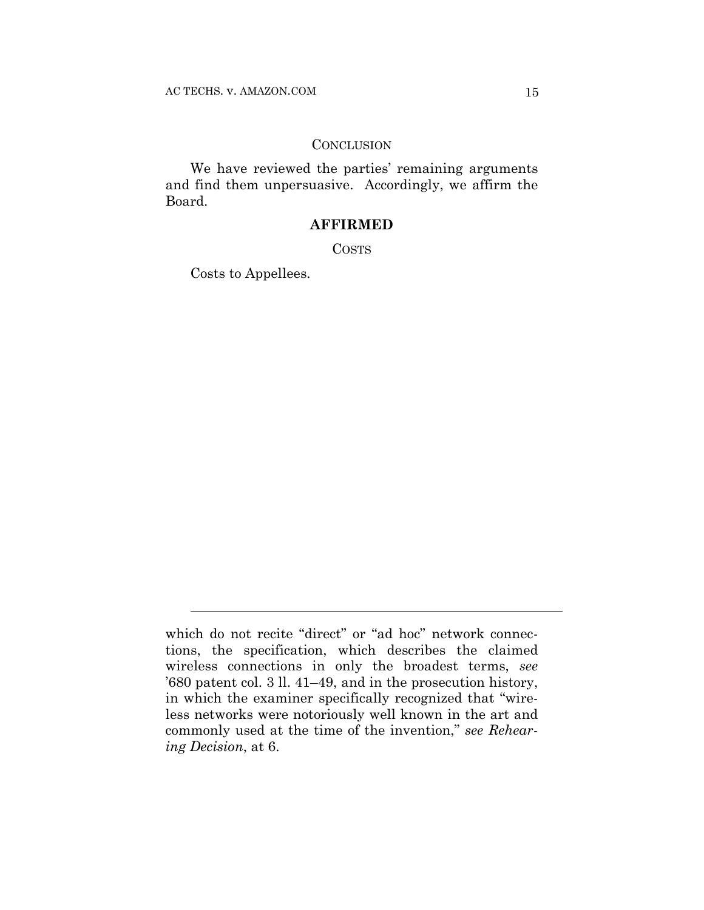## CONCLUSION

We have reviewed the parties' remaining arguments and find them unpersuasive. Accordingly, we affirm the Board.

**AFFIRMED**

COSTS

Costs to Appellees.

---

which do not recite "direct" or "ad hoc" network connections, the specification, which describes the claimed wireless connections in only the broadest terms, *see* '680 patent col. 3 ll. 41–49, and in the prosecution history, in which the examiner specifically recognized that "wireless networks were notoriously well known in the art and commonly used at the time of the invention," *see Rehearing Decision*, at 6.